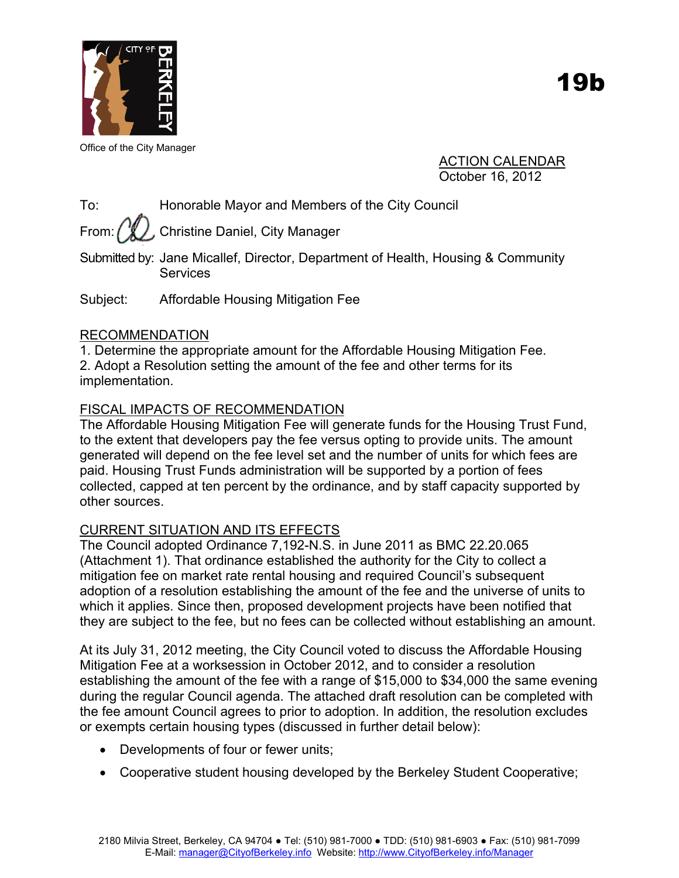Office of the City Manager

# 19b

ACTION CALENDAR
October 16, 2012

To: Honorable Mayor and Members of the City Council

From: Christine Daniel, City Manager

Submitted by: Jane Micallef, Director, Department of Health, Housing & Community Services

Subject: Affordable Housing Mitigation Fee

## RECOMMENDATION

1. Determine the appropriate amount for the Affordable Housing Mitigation Fee.
2. Adopt a Resolution setting the amount of the fee and other terms for its implementation.

## FISCAL IMPACTS OF RECOMMENDATION

The Affordable Housing Mitigation Fee will generate funds for the Housing Trust Fund, to the extent that developers pay the fee versus opting to provide units. The amount generated will depend on the fee level set and the number of units for which fees are paid. Housing Trust Funds administration will be supported by a portion of fees collected, capped at ten percent by the ordinance, and by staff capacity supported by other sources.

## CURRENT SITUATION AND ITS EFFECTS

The Council adopted Ordinance 7,192-N.S. in June 2011 as BMC 22.20.065 (Attachment 1). That ordinance established the authority for the City to collect a mitigation fee on market rate rental housing and required Council's subsequent adoption of a resolution establishing the amount of the fee and the universe of units to which it applies. Since then, proposed development projects have been notified that they are subject to the fee, but no fees can be collected without establishing an amount.

At its July 31, 2012 meeting, the City Council voted to discuss the Affordable Housing Mitigation Fee at a worksession in October 2012, and to consider a resolution establishing the amount of the fee with a range of $15,000 to $34,000 the same evening during the regular Council agenda. The attached draft resolution can be completed with the fee amount Council agrees to prior to adoption. In addition, the resolution excludes or exempts certain housing types (discussed in further detail below):

- Developments of four or fewer units;
- Cooperative student housing developed by the Berkeley Student Cooperative;

2180 Milvia Street, Berkeley, CA 94704 ● Tel: (510) 981-7000 ● TDD: (510) 981-6903 ● Fax: (510) 981-7099
E-Mail: manager@CityofBerkeley.info Website: http://www.CityofBerkeley.info/Manager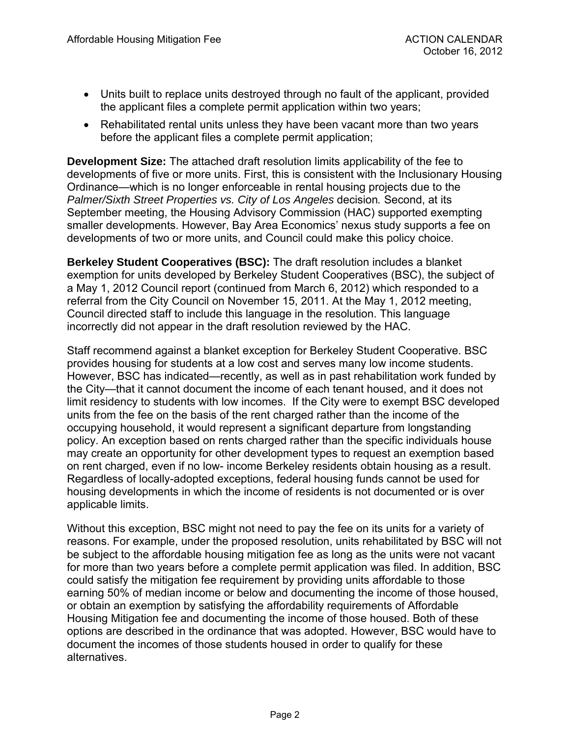- Units built to replace units destroyed through no fault of the applicant, provided the applicant files a complete permit application within two years;
- Rehabilitated rental units unless they have been vacant more than two years before the applicant files a complete permit application;

**Development Size:** The attached draft resolution limits applicability of the fee to developments of five or more units. First, this is consistent with the Inclusionary Housing Ordinance—which is no longer enforceable in rental housing projects due to the *Palmer/Sixth Street Properties vs. City of Los Angeles* decision*.* Second, at its September meeting, the Housing Advisory Commission (HAC) supported exempting smaller developments. However, Bay Area Economics' nexus study supports a fee on developments of two or more units, and Council could make this policy choice.

**Berkeley Student Cooperatives (BSC):** The draft resolution includes a blanket exemption for units developed by Berkeley Student Cooperatives (BSC), the subject of a May 1, 2012 Council report (continued from March 6, 2012) which responded to a referral from the City Council on November 15, 2011. At the May 1, 2012 meeting, Council directed staff to include this language in the resolution. This language incorrectly did not appear in the draft resolution reviewed by the HAC.

Staff recommend against a blanket exception for Berkeley Student Cooperative. BSC provides housing for students at a low cost and serves many low income students. However, BSC has indicated—recently, as well as in past rehabilitation work funded by the City—that it cannot document the income of each tenant housed, and it does not limit residency to students with low incomes. If the City were to exempt BSC developed units from the fee on the basis of the rent charged rather than the income of the occupying household, it would represent a significant departure from longstanding policy. An exception based on rents charged rather than the specific individuals house may create an opportunity for other development types to request an exemption based on rent charged, even if no low- income Berkeley residents obtain housing as a result. Regardless of locally-adopted exceptions, federal housing funds cannot be used for housing developments in which the income of residents is not documented or is over applicable limits.

Without this exception, BSC might not need to pay the fee on its units for a variety of reasons. For example, under the proposed resolution, units rehabilitated by BSC will not be subject to the affordable housing mitigation fee as long as the units were not vacant for more than two years before a complete permit application was filed. In addition, BSC could satisfy the mitigation fee requirement by providing units affordable to those earning 50% of median income or below and documenting the income of those housed, or obtain an exemption by satisfying the affordability requirements of Affordable Housing Mitigation fee and documenting the income of those housed. Both of these options are described in the ordinance that was adopted. However, BSC would have to document the incomes of those students housed in order to qualify for these alternatives.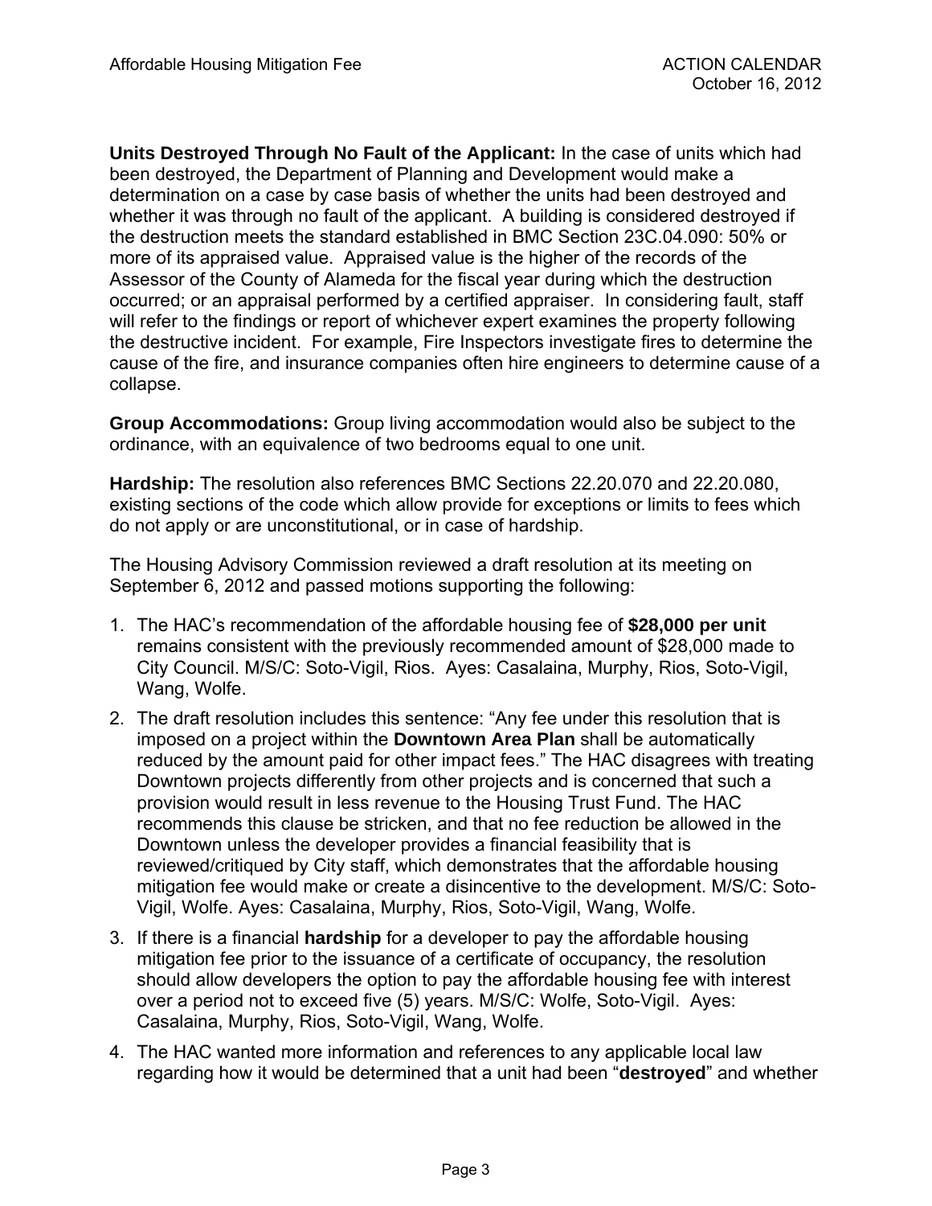**Units Destroyed Through No Fault of the Applicant:** In the case of units which had been destroyed, the Department of Planning and Development would make a determination on a case by case basis of whether the units had been destroyed and whether it was through no fault of the applicant. A building is considered destroyed if the destruction meets the standard established in BMC Section 23C.04.090: 50% or more of its appraised value. Appraised value is the higher of the records of the Assessor of the County of Alameda for the fiscal year during which the destruction occurred; or an appraisal performed by a certified appraiser. In considering fault, staff will refer to the findings or report of whichever expert examines the property following the destructive incident. For example, Fire Inspectors investigate fires to determine the cause of the fire, and insurance companies often hire engineers to determine cause of a collapse.

**Group Accommodations:** Group living accommodation would also be subject to the ordinance, with an equivalence of two bedrooms equal to one unit.

**Hardship:** The resolution also references BMC Sections 22.20.070 and 22.20.080, existing sections of the code which allow provide for exceptions or limits to fees which do not apply or are unconstitutional, or in case of hardship.

The Housing Advisory Commission reviewed a draft resolution at its meeting on September 6, 2012 and passed motions supporting the following:

1. The HAC's recommendation of the affordable housing fee of **$28,000 per unit** remains consistent with the previously recommended amount of $28,000 made to City Council. M/S/C: Soto-Vigil, Rios. Ayes: Casalaina, Murphy, Rios, Soto-Vigil, Wang, Wolfe.
2. The draft resolution includes this sentence: "Any fee under this resolution that is imposed on a project within the **Downtown Area Plan** shall be automatically reduced by the amount paid for other impact fees." The HAC disagrees with treating Downtown projects differently from other projects and is concerned that such a provision would result in less revenue to the Housing Trust Fund. The HAC recommends this clause be stricken, and that no fee reduction be allowed in the Downtown unless the developer provides a financial feasibility that is reviewed/critiqued by City staff, which demonstrates that the affordable housing mitigation fee would make or create a disincentive to the development. M/S/C: Soto-Vigil, Wolfe. Ayes: Casalaina, Murphy, Rios, Soto-Vigil, Wang, Wolfe.
3. If there is a financial **hardship** for a developer to pay the affordable housing mitigation fee prior to the issuance of a certificate of occupancy, the resolution should allow developers the option to pay the affordable housing fee with interest over a period not to exceed five (5) years. M/S/C: Wolfe, Soto-Vigil. Ayes: Casalaina, Murphy, Rios, Soto-Vigil, Wang, Wolfe.
4. The HAC wanted more information and references to any applicable local law regarding how it would be determined that a unit had been "**destroyed**" and whether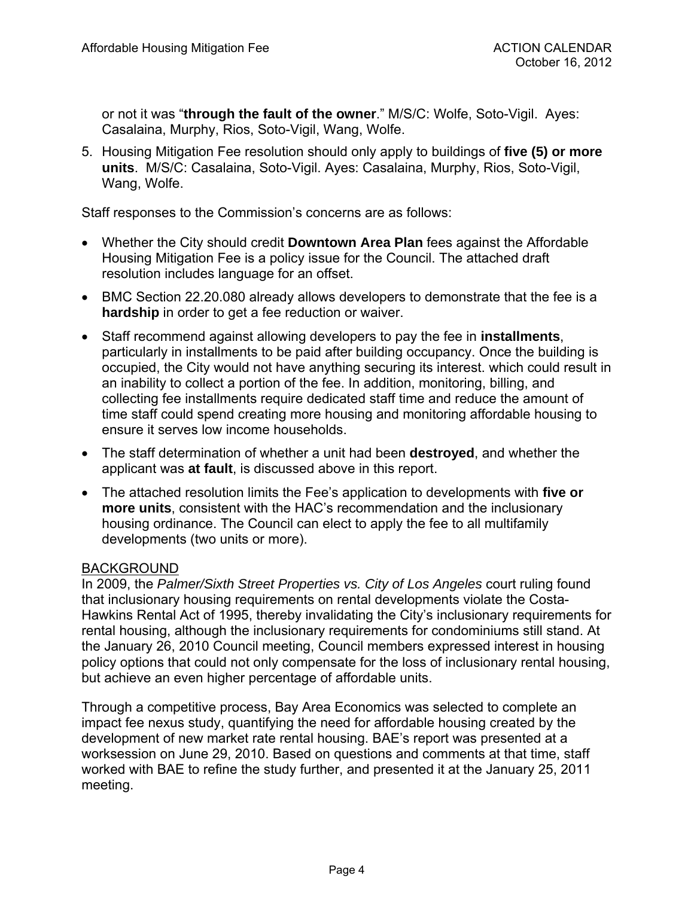or not it was “**through the fault of the owner**.” M/S/C: Wolfe, Soto-Vigil. Ayes: Casalaina, Murphy, Rios, Soto-Vigil, Wang, Wolfe.

5. Housing Mitigation Fee resolution should only apply to buildings of **five (5) or more units**. M/S/C: Casalaina, Soto-Vigil. Ayes: Casalaina, Murphy, Rios, Soto-Vigil, Wang, Wolfe.

Staff responses to the Commission’s concerns are as follows:

- Whether the City should credit **Downtown Area Plan** fees against the Affordable Housing Mitigation Fee is a policy issue for the Council. The attached draft resolution includes language for an offset.
- BMC Section 22.20.080 already allows developers to demonstrate that the fee is a **hardship** in order to get a fee reduction or waiver.
- Staff recommend against allowing developers to pay the fee in **installments**, particularly in installments to be paid after building occupancy. Once the building is occupied, the City would not have anything securing its interest. which could result in an inability to collect a portion of the fee. In addition, monitoring, billing, and collecting fee installments require dedicated staff time and reduce the amount of time staff could spend creating more housing and monitoring affordable housing to ensure it serves low income households.
- The staff determination of whether a unit had been **destroyed**, and whether the applicant was **at fault**, is discussed above in this report.
- The attached resolution limits the Fee’s application to developments with **five or more units**, consistent with the HAC’s recommendation and the inclusionary housing ordinance. The Council can elect to apply the fee to all multifamily developments (two units or more).

BACKGROUND

In 2009, the *Palmer/Sixth Street Properties vs. City of Los Angeles* court ruling found that inclusionary housing requirements on rental developments violate the Costa-Hawkins Rental Act of 1995, thereby invalidating the City’s inclusionary requirements for rental housing, although the inclusionary requirements for condominiums still stand. At the January 26, 2010 Council meeting, Council members expressed interest in housing policy options that could not only compensate for the loss of inclusionary rental housing, but achieve an even higher percentage of affordable units.

Through a competitive process, Bay Area Economics was selected to complete an impact fee nexus study, quantifying the need for affordable housing created by the development of new market rate rental housing. BAE’s report was presented at a worksession on June 29, 2010. Based on questions and comments at that time, staff worked with BAE to refine the study further, and presented it at the January 25, 2011 meeting.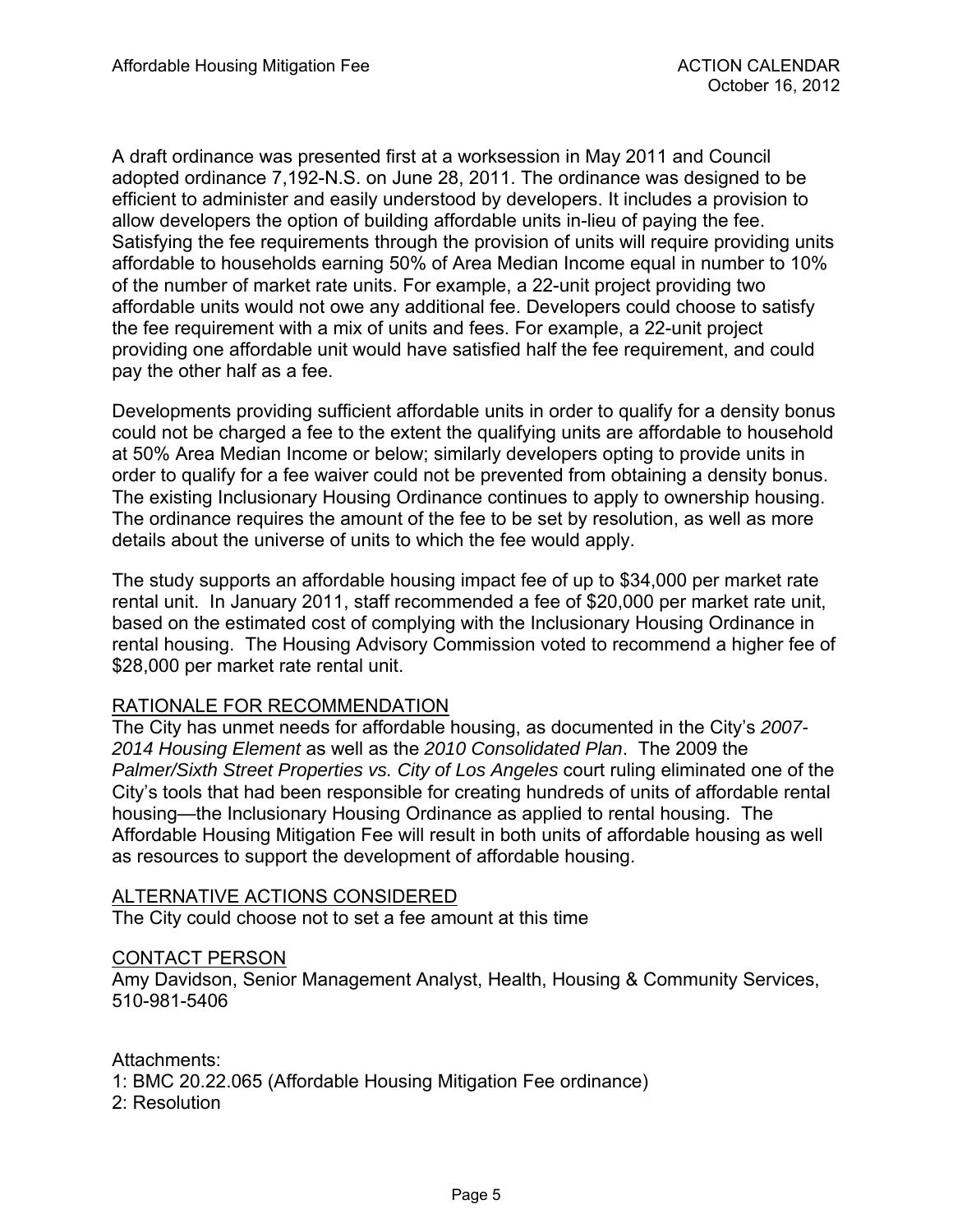A draft ordinance was presented first at a worksession in May 2011 and Council adopted ordinance 7,192-N.S. on June 28, 2011. The ordinance was designed to be efficient to administer and easily understood by developers. It includes a provision to allow developers the option of building affordable units in-lieu of paying the fee. Satisfying the fee requirements through the provision of units will require providing units affordable to households earning 50% of Area Median Income equal in number to 10% of the number of market rate units. For example, a 22-unit project providing two affordable units would not owe any additional fee. Developers could choose to satisfy the fee requirement with a mix of units and fees. For example, a 22-unit project providing one affordable unit would have satisfied half the fee requirement, and could pay the other half as a fee.

Developments providing sufficient affordable units in order to qualify for a density bonus could not be charged a fee to the extent the qualifying units are affordable to household at 50% Area Median Income or below; similarly developers opting to provide units in order to qualify for a fee waiver could not be prevented from obtaining a density bonus. The existing Inclusionary Housing Ordinance continues to apply to ownership housing. The ordinance requires the amount of the fee to be set by resolution, as well as more details about the universe of units to which the fee would apply.

The study supports an affordable housing impact fee of up to $34,000 per market rate rental unit. In January 2011, staff recommended a fee of $20,000 per market rate unit, based on the estimated cost of complying with the Inclusionary Housing Ordinance in rental housing. The Housing Advisory Commission voted to recommend a higher fee of $28,000 per market rate rental unit.

## RATIONALE FOR RECOMMENDATION

The City has unmet needs for affordable housing, as documented in the City's *2007-2014 Housing Element* as well as the *2010 Consolidated Plan*. The 2009 the *Palmer/Sixth Street Properties vs. City of Los Angeles* court ruling eliminated one of the City's tools that had been responsible for creating hundreds of units of affordable rental housing—the Inclusionary Housing Ordinance as applied to rental housing. The Affordable Housing Mitigation Fee will result in both units of affordable housing as well as resources to support the development of affordable housing.

## ALTERNATIVE ACTIONS CONSIDERED

The City could choose not to set a fee amount at this time

## CONTACT PERSON

Amy Davidson, Senior Management Analyst, Health, Housing & Community Services, 510-981-5406

Attachments:
1: BMC 20.22.065 (Affordable Housing Mitigation Fee ordinance)
2: Resolution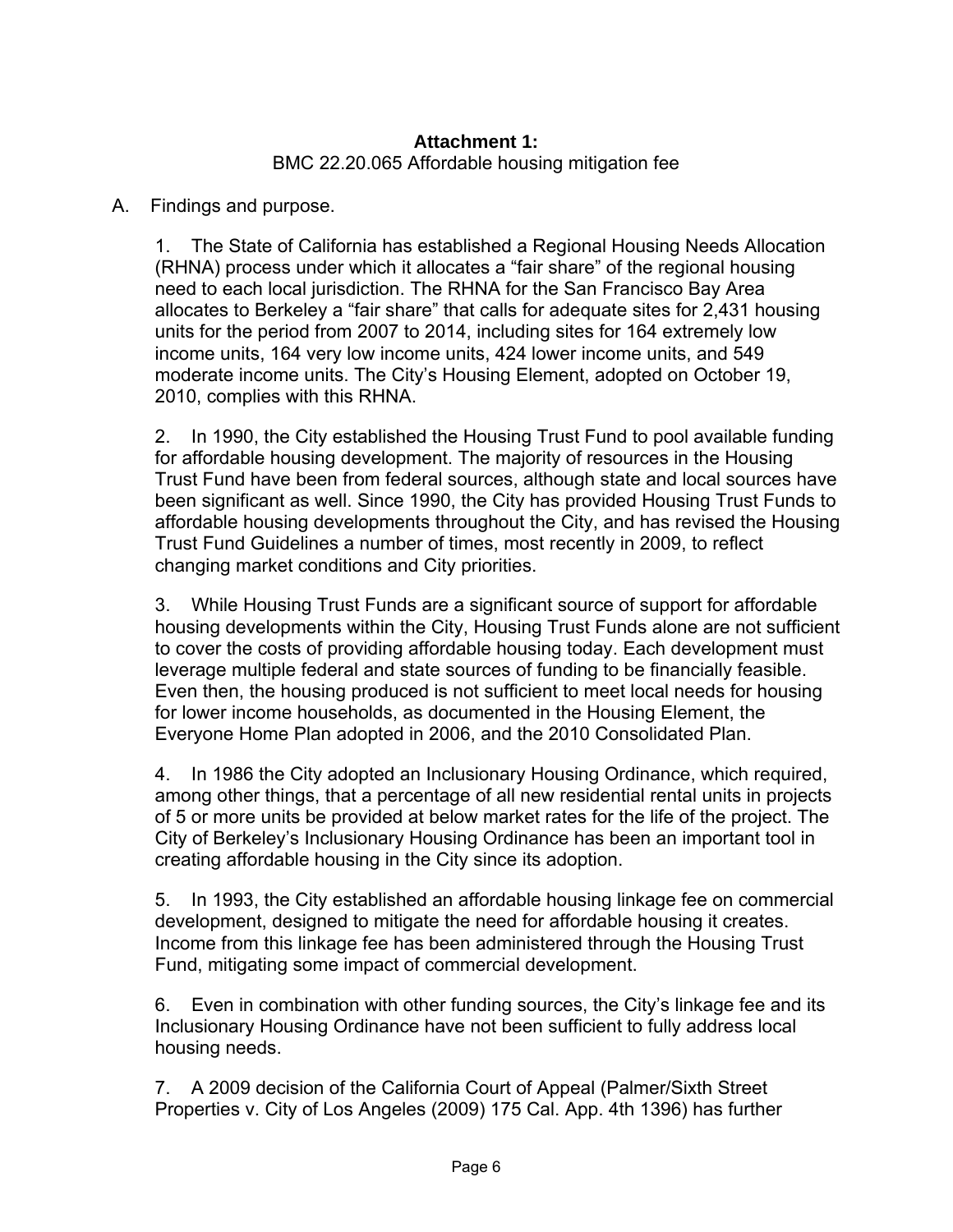**Attachment 1:**

BMC 22.20.065 Affordable housing mitigation fee

A. Findings and purpose.

1. The State of California has established a Regional Housing Needs Allocation (RHNA) process under which it allocates a "fair share" of the regional housing need to each local jurisdiction. The RHNA for the San Francisco Bay Area allocates to Berkeley a "fair share" that calls for adequate sites for 2,431 housing units for the period from 2007 to 2014, including sites for 164 extremely low income units, 164 very low income units, 424 lower income units, and 549 moderate income units. The City's Housing Element, adopted on October 19, 2010, complies with this RHNA.

2. In 1990, the City established the Housing Trust Fund to pool available funding for affordable housing development. The majority of resources in the Housing Trust Fund have been from federal sources, although state and local sources have been significant as well. Since 1990, the City has provided Housing Trust Funds to affordable housing developments throughout the City, and has revised the Housing Trust Fund Guidelines a number of times, most recently in 2009, to reflect changing market conditions and City priorities.

3. While Housing Trust Funds are a significant source of support for affordable housing developments within the City, Housing Trust Funds alone are not sufficient to cover the costs of providing affordable housing today. Each development must leverage multiple federal and state sources of funding to be financially feasible. Even then, the housing produced is not sufficient to meet local needs for housing for lower income households, as documented in the Housing Element, the Everyone Home Plan adopted in 2006, and the 2010 Consolidated Plan.

4. In 1986 the City adopted an Inclusionary Housing Ordinance, which required, among other things, that a percentage of all new residential rental units in projects of 5 or more units be provided at below market rates for the life of the project. The City of Berkeley's Inclusionary Housing Ordinance has been an important tool in creating affordable housing in the City since its adoption.

5. In 1993, the City established an affordable housing linkage fee on commercial development, designed to mitigate the need for affordable housing it creates. Income from this linkage fee has been administered through the Housing Trust Fund, mitigating some impact of commercial development.

6. Even in combination with other funding sources, the City's linkage fee and its Inclusionary Housing Ordinance have not been sufficient to fully address local housing needs.

7. A 2009 decision of the California Court of Appeal (Palmer/Sixth Street Properties v. City of Los Angeles (2009) 175 Cal. App. 4th 1396) has further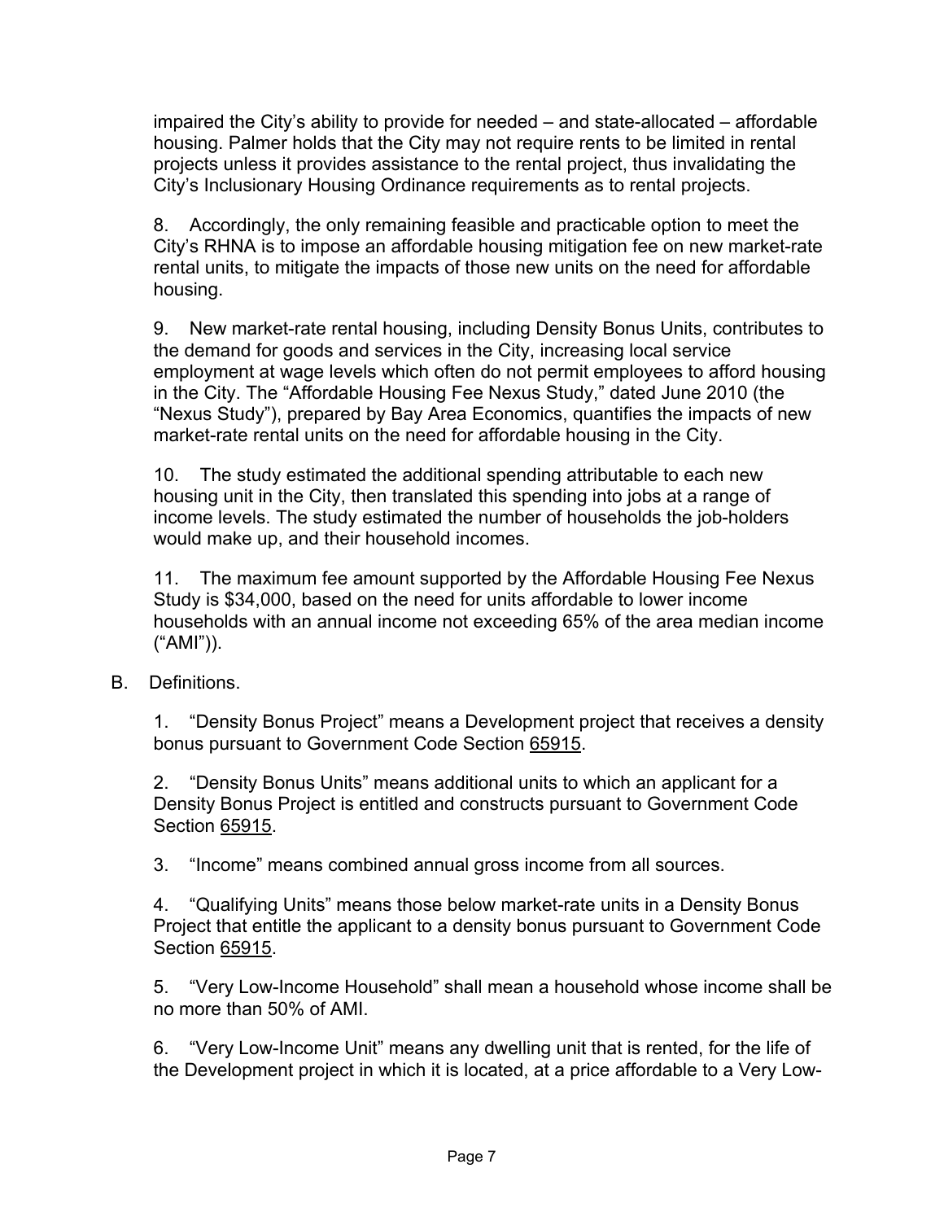impaired the City's ability to provide for needed – and state-allocated – affordable housing. Palmer holds that the City may not require rents to be limited in rental projects unless it provides assistance to the rental project, thus invalidating the City's Inclusionary Housing Ordinance requirements as to rental projects.

8. Accordingly, the only remaining feasible and practicable option to meet the City's RHNA is to impose an affordable housing mitigation fee on new market-rate rental units, to mitigate the impacts of those new units on the need for affordable housing.

9. New market-rate rental housing, including Density Bonus Units, contributes to the demand for goods and services in the City, increasing local service employment at wage levels which often do not permit employees to afford housing in the City. The "Affordable Housing Fee Nexus Study," dated June 2010 (the "Nexus Study"), prepared by Bay Area Economics, quantifies the impacts of new market-rate rental units on the need for affordable housing in the City.

10. The study estimated the additional spending attributable to each new housing unit in the City, then translated this spending into jobs at a range of income levels. The study estimated the number of households the job-holders would make up, and their household incomes.

11. The maximum fee amount supported by the Affordable Housing Fee Nexus Study is $34,000, based on the need for units affordable to lower income households with an annual income not exceeding 65% of the area median income ("AMI")).

B. Definitions.

1. "Density Bonus Project" means a Development project that receives a density bonus pursuant to Government Code Section 65915.

2. "Density Bonus Units" means additional units to which an applicant for a Density Bonus Project is entitled and constructs pursuant to Government Code Section 65915.

3. "Income" means combined annual gross income from all sources.

4. "Qualifying Units" means those below market-rate units in a Density Bonus Project that entitle the applicant to a density bonus pursuant to Government Code Section 65915.

5. "Very Low-Income Household" shall mean a household whose income shall be no more than 50% of AMI.

6. "Very Low-Income Unit" means any dwelling unit that is rented, for the life of the Development project in which it is located, at a price affordable to a Very Low-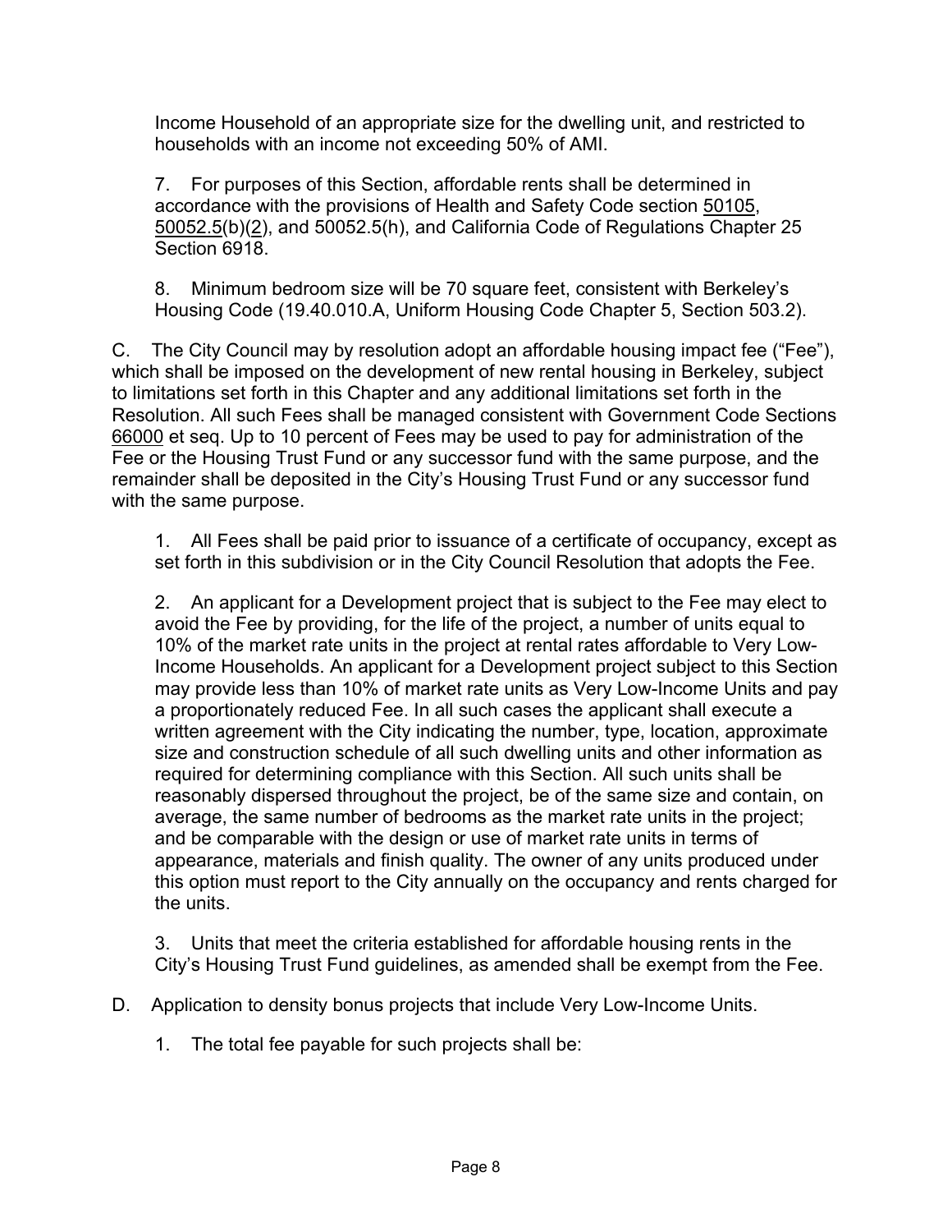Income Household of an appropriate size for the dwelling unit, and restricted to households with an income not exceeding 50% of AMI.

7. For purposes of this Section, affordable rents shall be determined in accordance with the provisions of Health and Safety Code section 50105, 50052.5(b)(2), and 50052.5(h), and California Code of Regulations Chapter 25 Section 6918.

8. Minimum bedroom size will be 70 square feet, consistent with Berkeley's Housing Code (19.40.010.A, Uniform Housing Code Chapter 5, Section 503.2).

C. The City Council may by resolution adopt an affordable housing impact fee ("Fee"), which shall be imposed on the development of new rental housing in Berkeley, subject to limitations set forth in this Chapter and any additional limitations set forth in the Resolution. All such Fees shall be managed consistent with Government Code Sections 66000 et seq. Up to 10 percent of Fees may be used to pay for administration of the Fee or the Housing Trust Fund or any successor fund with the same purpose, and the remainder shall be deposited in the City's Housing Trust Fund or any successor fund with the same purpose.

1. All Fees shall be paid prior to issuance of a certificate of occupancy, except as set forth in this subdivision or in the City Council Resolution that adopts the Fee.

2. An applicant for a Development project that is subject to the Fee may elect to avoid the Fee by providing, for the life of the project, a number of units equal to 10% of the market rate units in the project at rental rates affordable to Very Low-Income Households. An applicant for a Development project subject to this Section may provide less than 10% of market rate units as Very Low-Income Units and pay a proportionately reduced Fee. In all such cases the applicant shall execute a written agreement with the City indicating the number, type, location, approximate size and construction schedule of all such dwelling units and other information as required for determining compliance with this Section. All such units shall be reasonably dispersed throughout the project, be of the same size and contain, on average, the same number of bedrooms as the market rate units in the project; and be comparable with the design or use of market rate units in terms of appearance, materials and finish quality. The owner of any units produced under this option must report to the City annually on the occupancy and rents charged for the units.

3. Units that meet the criteria established for affordable housing rents in the City's Housing Trust Fund guidelines, as amended shall be exempt from the Fee.

D. Application to density bonus projects that include Very Low-Income Units.

1. The total fee payable for such projects shall be: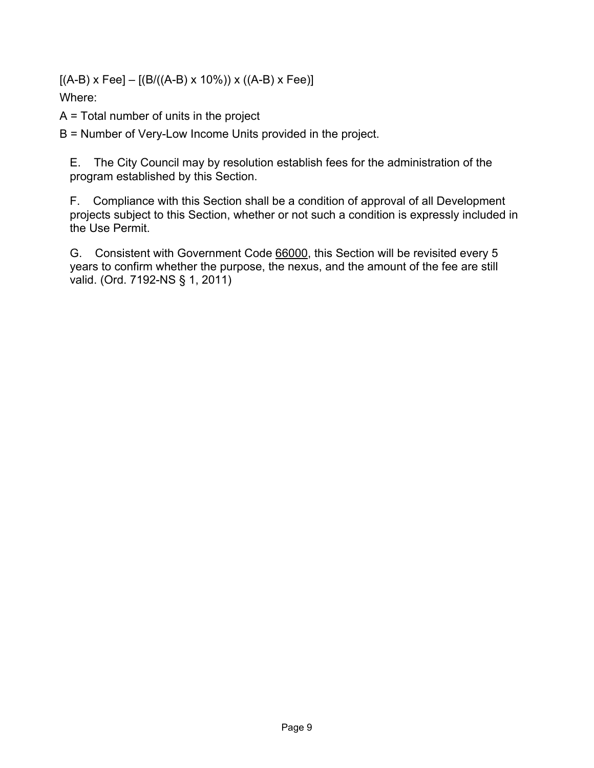$$[(A-B) \times Fee] - [(B/((A-B) \times 10\%)) \times ((A-B) \times Fee)]$$

Where:

A = Total number of units in the project

B = Number of Very-Low Income Units provided in the project.

E. The City Council may by resolution establish fees for the administration of the program established by this Section.

F. Compliance with this Section shall be a condition of approval of all Development projects subject to this Section, whether or not such a condition is expressly included in the Use Permit.

G. Consistent with Government Code 66000, this Section will be revisited every 5 years to confirm whether the purpose, the nexus, and the amount of the fee are still valid. (Ord. 7192-NS § 1, 2011)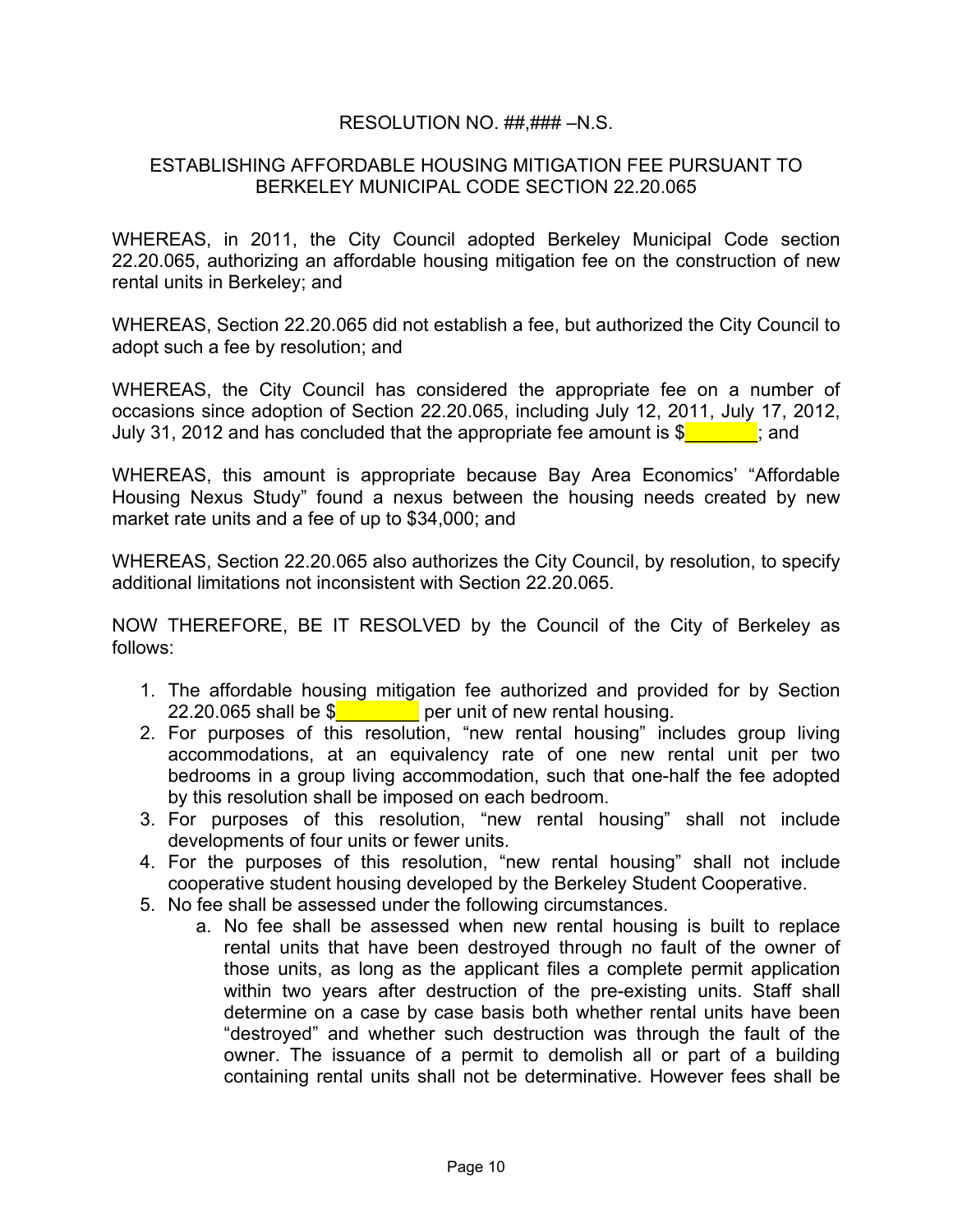RESOLUTION NO. ##,### –N.S.

ESTABLISHING AFFORDABLE HOUSING MITIGATION FEE PURSUANT TO BERKELEY MUNICIPAL CODE SECTION 22.20.065

WHEREAS, in 2011, the City Council adopted Berkeley Municipal Code section 22.20.065, authorizing an affordable housing mitigation fee on the construction of new rental units in Berkeley; and

WHEREAS, Section 22.20.065 did not establish a fee, but authorized the City Council to adopt such a fee by resolution; and

WHEREAS, the City Council has considered the appropriate fee on a number of occasions since adoption of Section 22.20.065, including July 12, 2011, July 17, 2012, July 31, 2012 and has concluded that the appropriate fee amount is $________; and

WHEREAS, this amount is appropriate because Bay Area Economics' "Affordable Housing Nexus Study" found a nexus between the housing needs created by new market rate units and a fee of up to $34,000; and

WHEREAS, Section 22.20.065 also authorizes the City Council, by resolution, to specify additional limitations not inconsistent with Section 22.20.065.

NOW THEREFORE, BE IT RESOLVED by the Council of the City of Berkeley as follows:

1. The affordable housing mitigation fee authorized and provided for by Section 22.20.065 shall be $________ per unit of new rental housing.
2. For purposes of this resolution, "new rental housing" includes group living accommodations, at an equivalency rate of one new rental unit per two bedrooms in a group living accommodation, such that one-half the fee adopted by this resolution shall be imposed on each bedroom.
3. For purposes of this resolution, "new rental housing" shall not include developments of four units or fewer units.
4. For the purposes of this resolution, "new rental housing" shall not include cooperative student housing developed by the Berkeley Student Cooperative.
5. No fee shall be assessed under the following circumstances.
   a. No fee shall be assessed when new rental housing is built to replace rental units that have been destroyed through no fault of the owner of those units, as long as the applicant files a complete permit application within two years after destruction of the pre-existing units. Staff shall determine on a case by case basis both whether rental units have been "destroyed" and whether such destruction was through the fault of the owner. The issuance of a permit to demolish all or part of a building containing rental units shall not be determinative. However fees shall be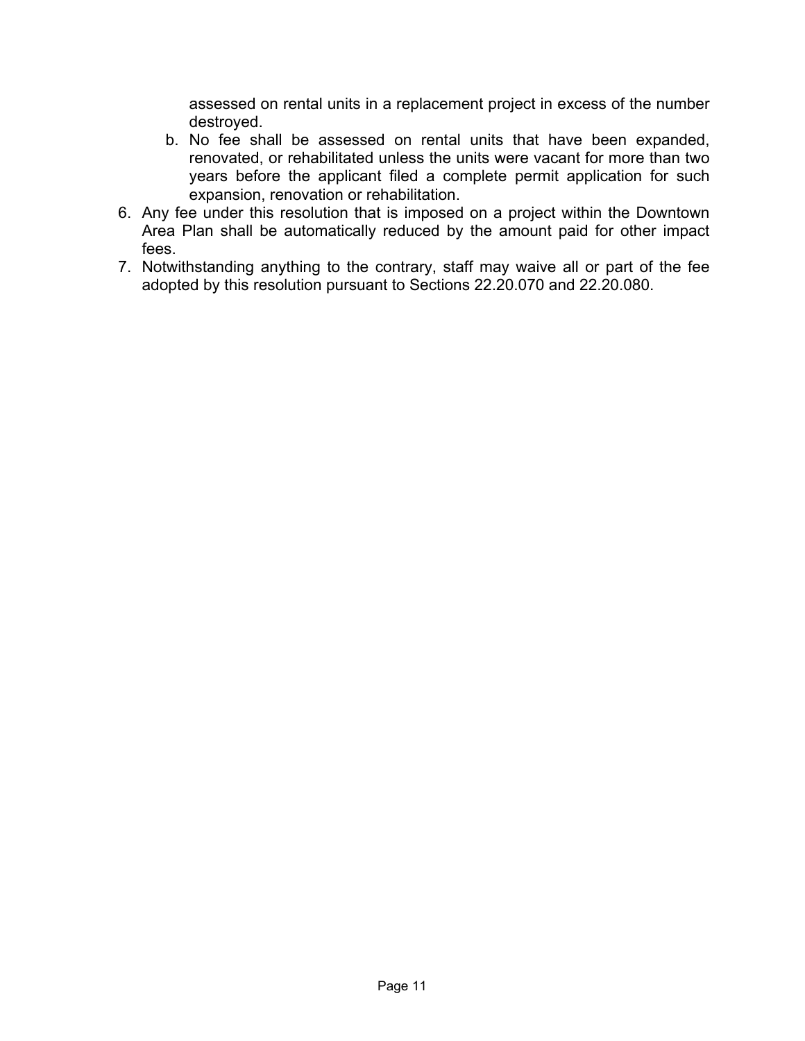assessed on rental units in a replacement project in excess of the number destroyed.

   b. No fee shall be assessed on rental units that have been expanded, renovated, or rehabilitated unless the units were vacant for more than two years before the applicant filed a complete permit application for such expansion, renovation or rehabilitation.

6. Any fee under this resolution that is imposed on a project within the Downtown Area Plan shall be automatically reduced by the amount paid for other impact fees.
7. Notwithstanding anything to the contrary, staff may waive all or part of the fee adopted by this resolution pursuant to Sections 22.20.070 and 22.20.080.